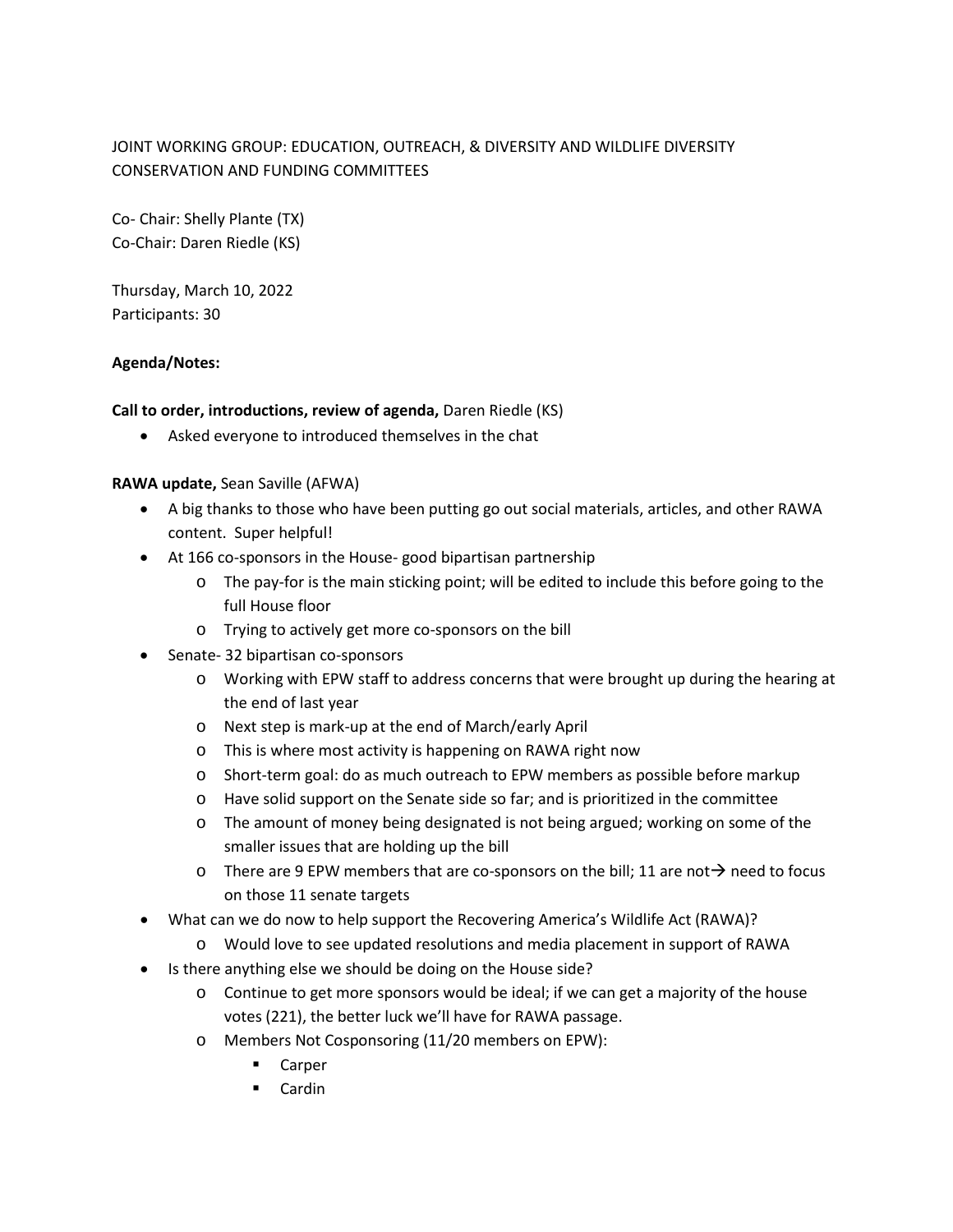JOINT WORKING GROUP: EDUCATION, OUTREACH, & DIVERSITY AND WILDLIFE DIVERSITY CONSERVATION AND FUNDING COMMITTEES

Co- Chair: Shelly Plante (TX)
Co-Chair: Daren Riedle (KS)

Thursday, March 10, 2022
Participants: 30

**Agenda/Notes:**

**Call to order, introductions, review of agenda,** Daren Riedle (KS)

- Asked everyone to introduced themselves in the chat

**RAWA update,** Sean Saville (AFWA)

- A big thanks to those who have been putting go out social materials, articles, and other RAWA content. Super helpful!
- At 166 co-sponsors in the House- good bipartisan partnership
  - The pay-for is the main sticking point; will be edited to include this before going to the full House floor
  - Trying to actively get more co-sponsors on the bill
- Senate- 32 bipartisan co-sponsors
  - Working with EPW staff to address concerns that were brought up during the hearing at the end of last year
  - Next step is mark-up at the end of March/early April
  - This is where most activity is happening on RAWA right now
  - Short-term goal: do as much outreach to EPW members as possible before markup
  - Have solid support on the Senate side so far; and is prioritized in the committee
  - The amount of money being designated is not being argued; working on some of the smaller issues that are holding up the bill
  - There are 9 EPW members that are co-sponsors on the bill; 11 are not→ need to focus on those 11 senate targets
- What can we do now to help support the Recovering America's Wildlife Act (RAWA)?
  - Would love to see updated resolutions and media placement in support of RAWA
- Is there anything else we should be doing on the House side?
  - Continue to get more sponsors would be ideal; if we can get a majority of the house votes (221), the better luck we'll have for RAWA passage.
  - Members Not Cosponsoring (11/20 members on EPW):
    - Carper
    - Cardin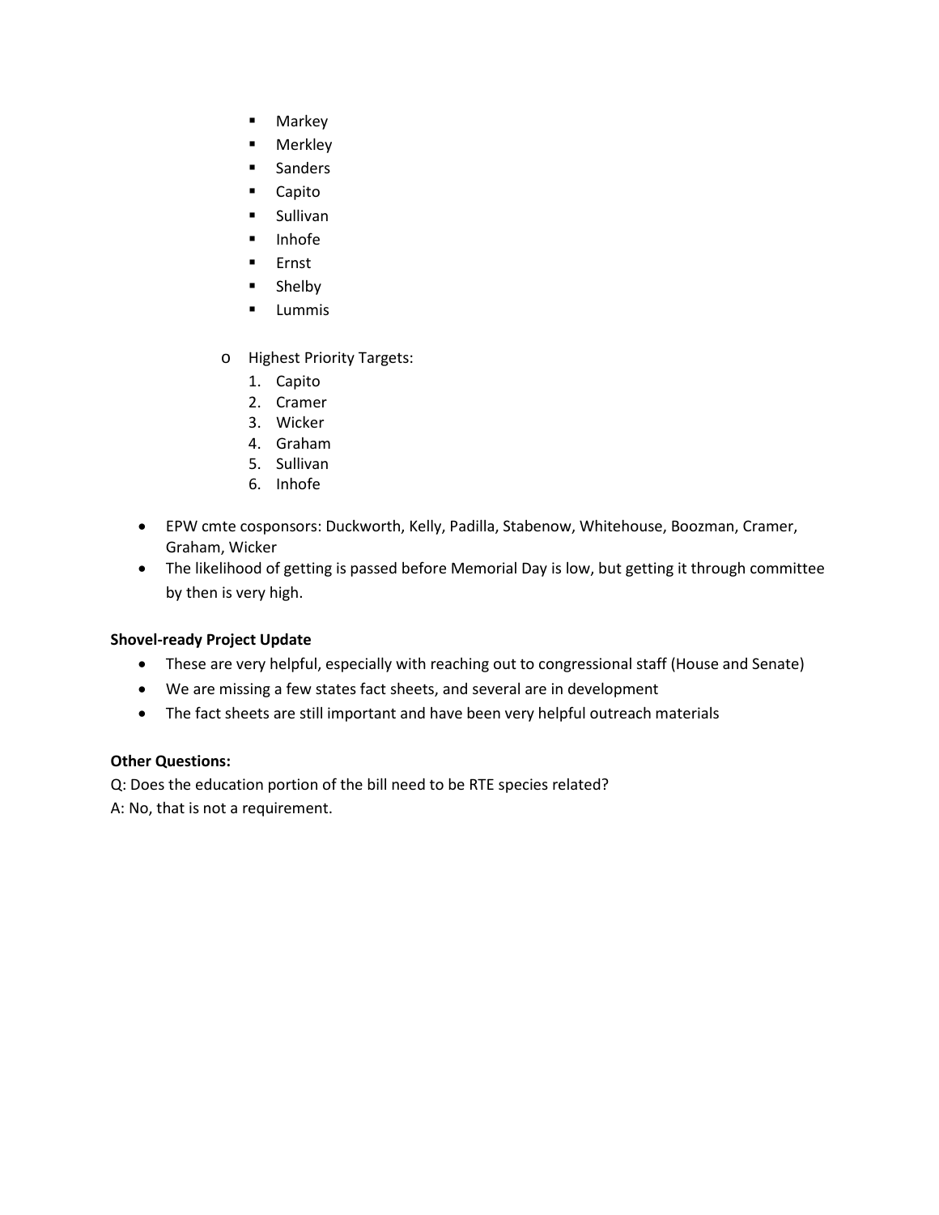- Markey
        - Merkley
        - Sanders
        - Capito
        - Sullivan
        - Inhofe
        - Ernst
        - Shelby
        - Lummis

    - Highest Priority Targets:
        1. Capito
        2. Cramer
        3. Wicker
        4. Graham
        5. Sullivan
        6. Inhofe

- EPW cmte cosponsors: Duckworth, Kelly, Padilla, Stabenow, Whitehouse, Boozman, Cramer, Graham, Wicker
- The likelihood of getting is passed before Memorial Day is low, but getting it through committee by then is very high.

**Shovel-ready Project Update**

- These are very helpful, especially with reaching out to congressional staff (House and Senate)
- We are missing a few states fact sheets, and several are in development
- The fact sheets are still important and have been very helpful outreach materials

**Other Questions:**

Q: Does the education portion of the bill need to be RTE species related?
A: No, that is not a requirement.